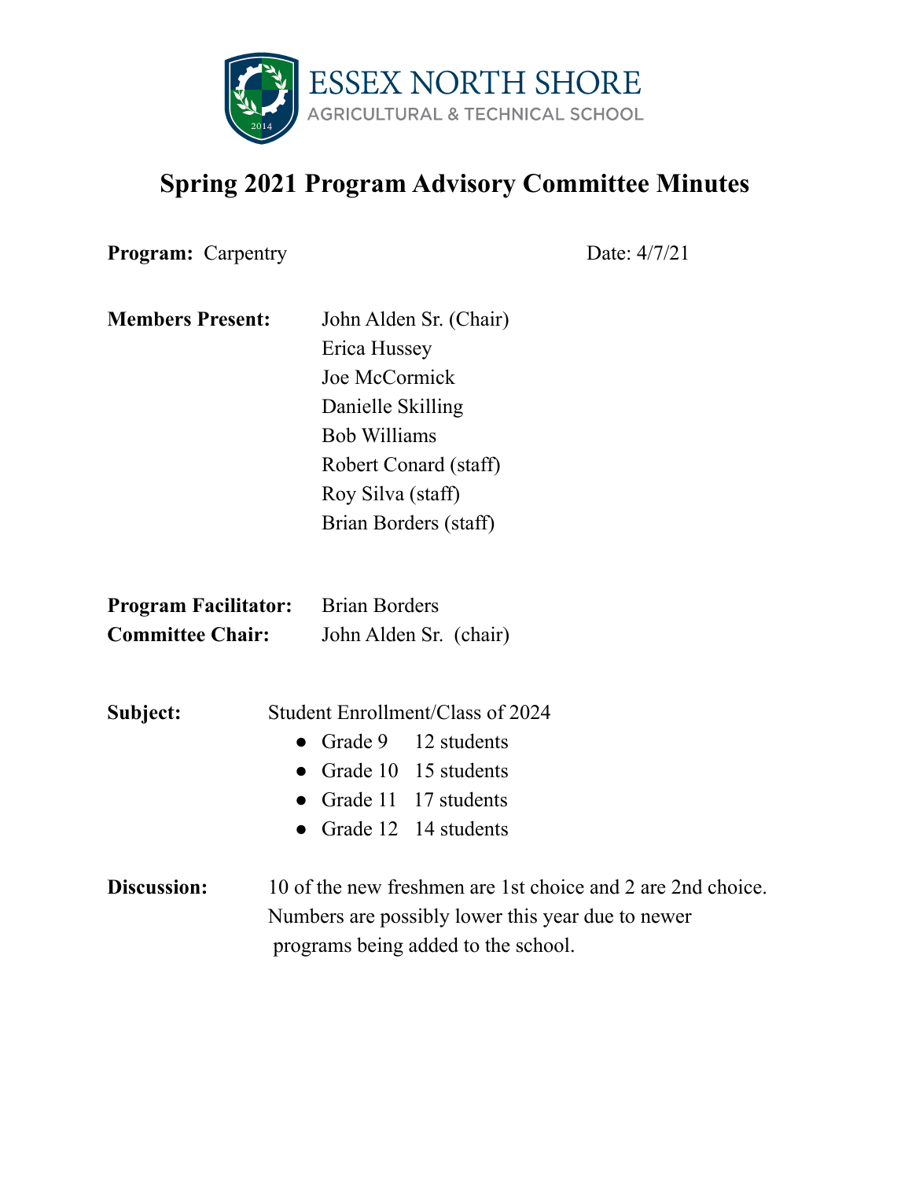ESSEX NORTH SHORE
AGRICULTURAL & TECHNICAL SCHOOL

# Spring 2021 Program Advisory Committee Minutes

**Program:** Carpentry

Date: 4/7/21

**Members Present:**
John Alden Sr. (Chair)
Erica Hussey
Joe McCormick
Danielle Skilling
Bob Williams
Robert Conard (staff)
Roy Silva (staff)
Brian Borders (staff)

**Program Facilitator:** Brian Borders
**Committee Chair:** John Alden Sr. (chair)

**Subject:** Student Enrollment/Class of 2024

- Grade 9 12 students
- Grade 10 15 students
- Grade 11 17 students
- Grade 12 14 students

**Discussion:** 10 of the new freshmen are 1st choice and 2 are 2nd choice. Numbers are possibly lower this year due to newer programs being added to the school.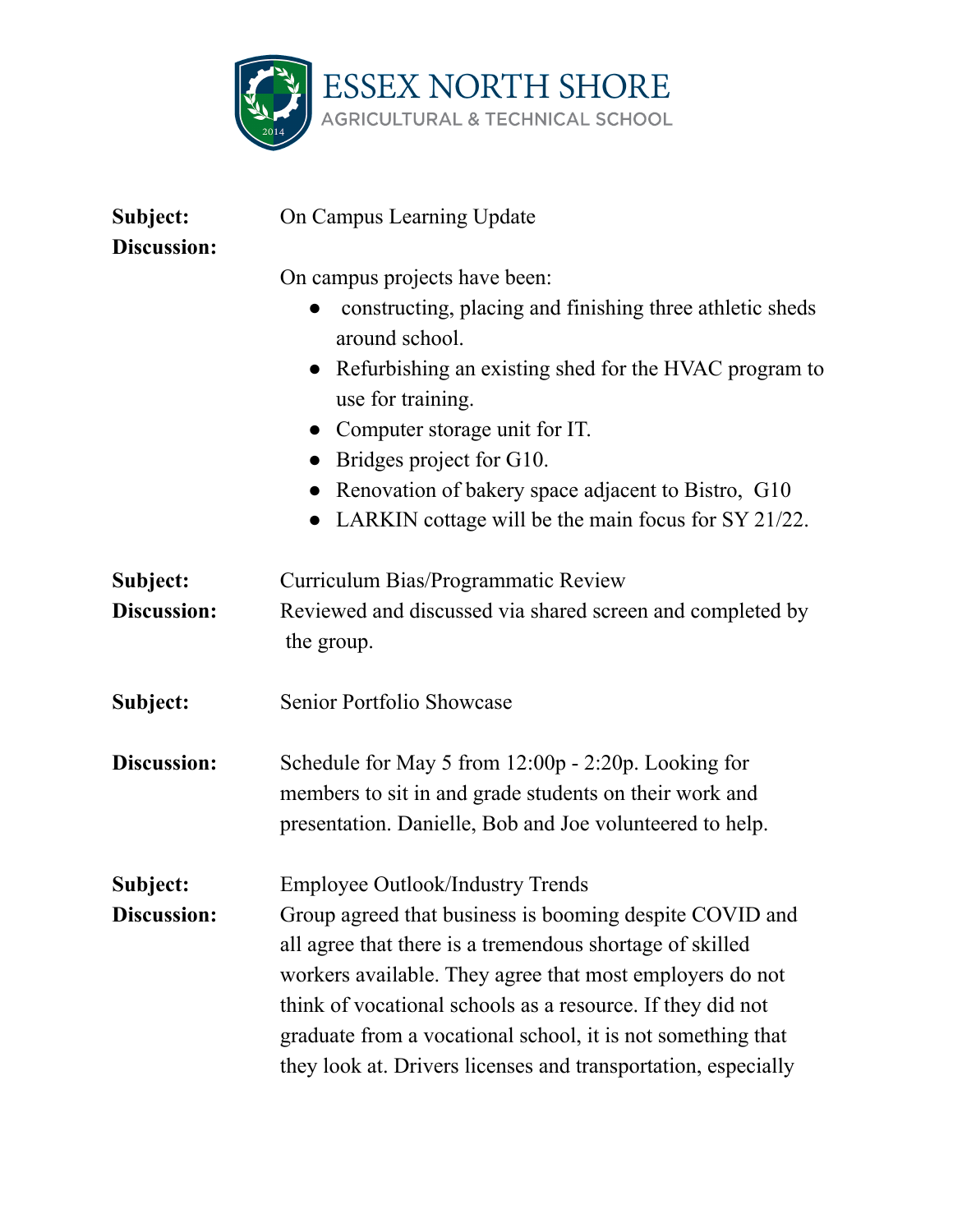ESSEX NORTH SHORE
AGRICULTURAL & TECHNICAL SCHOOL

**Subject:** On Campus Learning Update

**Discussion:**

On campus projects have been:

- constructing, placing and finishing three athletic sheds around school.
- Refurbishing an existing shed for the HVAC program to use for training.
- Computer storage unit for IT.
- Bridges project for G10.
- Renovation of bakery space adjacent to Bistro, G10
- LARKIN cottage will be the main focus for SY 21/22.

**Subject:** Curriculum Bias/Programmatic Review

**Discussion:** Reviewed and discussed via shared screen and completed by the group.

**Subject:** Senior Portfolio Showcase

**Discussion:** Schedule for May 5 from 12:00p - 2:20p. Looking for members to sit in and grade students on their work and presentation. Danielle, Bob and Joe volunteered to help.

**Subject:** Employee Outlook/Industry Trends

**Discussion:** Group agreed that business is booming despite COVID and all agree that there is a tremendous shortage of skilled workers available. They agree that most employers do not think of vocational schools as a resource. If they did not graduate from a vocational school, it is not something that they look at. Drivers licenses and transportation, especially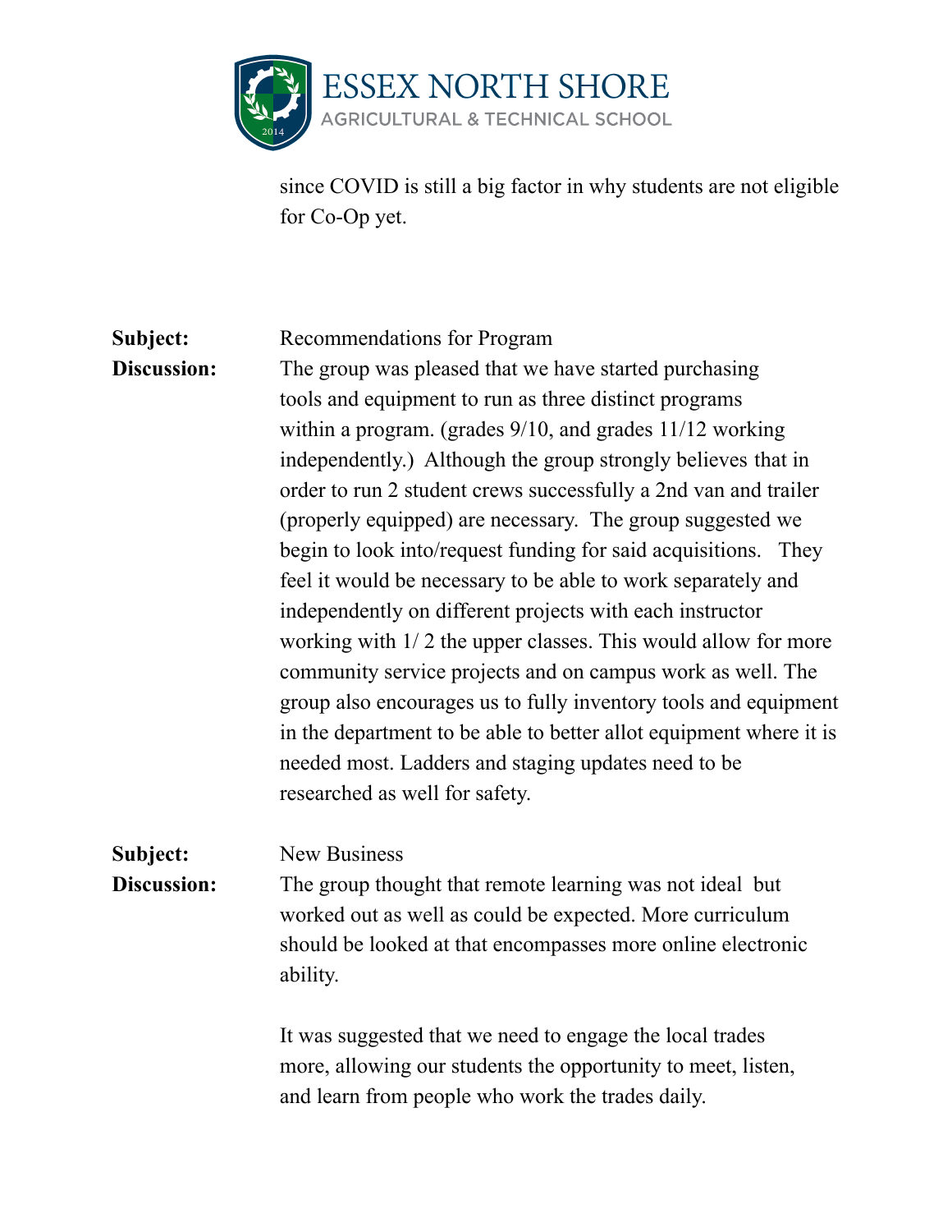since COVID is still a big factor in why students are not eligible for Co-Op yet.

**Subject:** Recommendations for Program

**Discussion:** The group was pleased that we have started purchasing tools and equipment to run as three distinct programs within a program. (grades 9/10, and grades 11/12 working independently.) Although the group strongly believes that in order to run 2 student crews successfully a 2nd van and trailer (properly equipped) are necessary. The group suggested we begin to look into/request funding for said acquisitions. They feel it would be necessary to be able to work separately and independently on different projects with each instructor working with 1/ 2 the upper classes. This would allow for more community service projects and on campus work as well. The group also encourages us to fully inventory tools and equipment in the department to be able to better allot equipment where it is needed most. Ladders and staging updates need to be researched as well for safety.

**Subject:** New Business

**Discussion:** The group thought that remote learning was not ideal but worked out as well as could be expected. More curriculum should be looked at that encompasses more online electronic ability.

It was suggested that we need to engage the local trades more, allowing our students the opportunity to meet, listen, and learn from people who work the trades daily.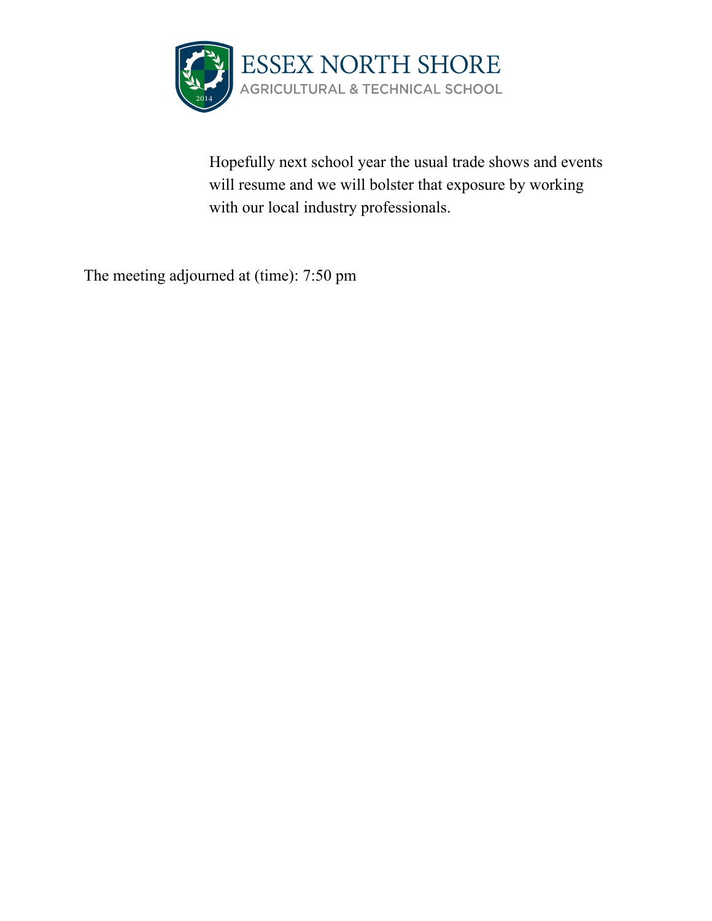Hopefully next school year the usual trade shows and events will resume and we will bolster that exposure by working with our local industry professionals.

The meeting adjourned at (time): 7:50 pm